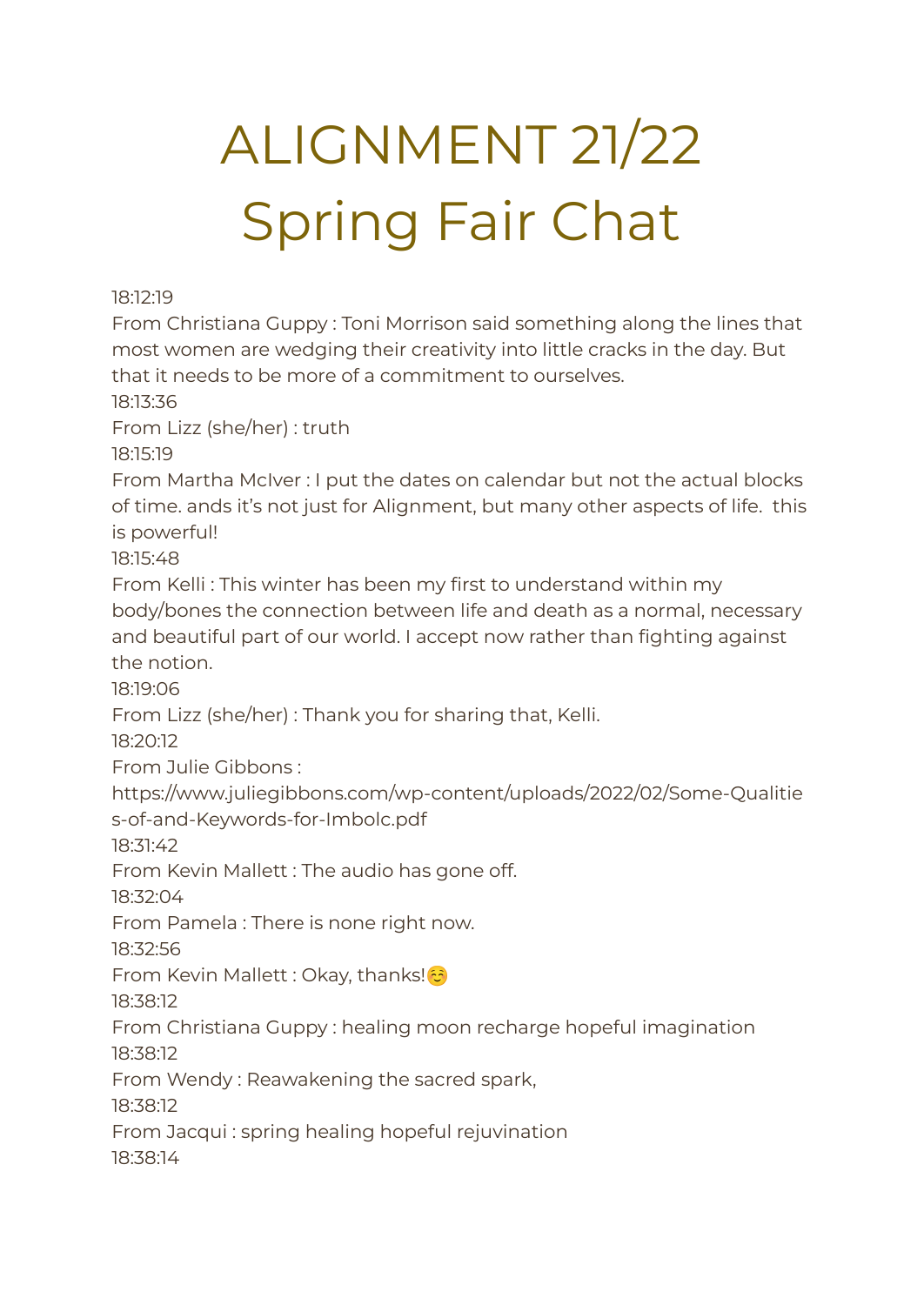# ALIGNMENT 21/22
# Spring Fair Chat

18:12:19
From Christiana Guppy : Toni Morrison said something along the lines that most women are wedging their creativity into little cracks in the day. But that it needs to be more of a commitment to ourselves.
18:13:36
From Lizz (she/her) : truth
18:15:19
From Martha McIver : I put the dates on calendar but not the actual blocks of time. ands it's not just for Alignment, but many other aspects of life. this is powerful!
18:15:48
From Kelli : This winter has been my first to understand within my body/bones the connection between life and death as a normal, necessary and beautiful part of our world. I accept now rather than fighting against the notion.
18:19:06
From Lizz (she/her) : Thank you for sharing that, Kelli.
18:20:12
From Julie Gibbons :
https://www.juliegibbons.com/wp-content/uploads/2022/02/Some-Qualities-of-and-Keywords-for-Imbolc.pdf
18:31:42
From Kevin Mallett : The audio has gone off.
18:32:04
From Pamela : There is none right now.
18:32:56
From Kevin Mallett : Okay, thanks!☺️
18:38:12
From Christiana Guppy : healing moon recharge hopeful imagination
18:38:12
From Wendy : Reawakening the sacred spark,
18:38:12
From Jacqui : spring healing hopeful rejuvination
18:38:14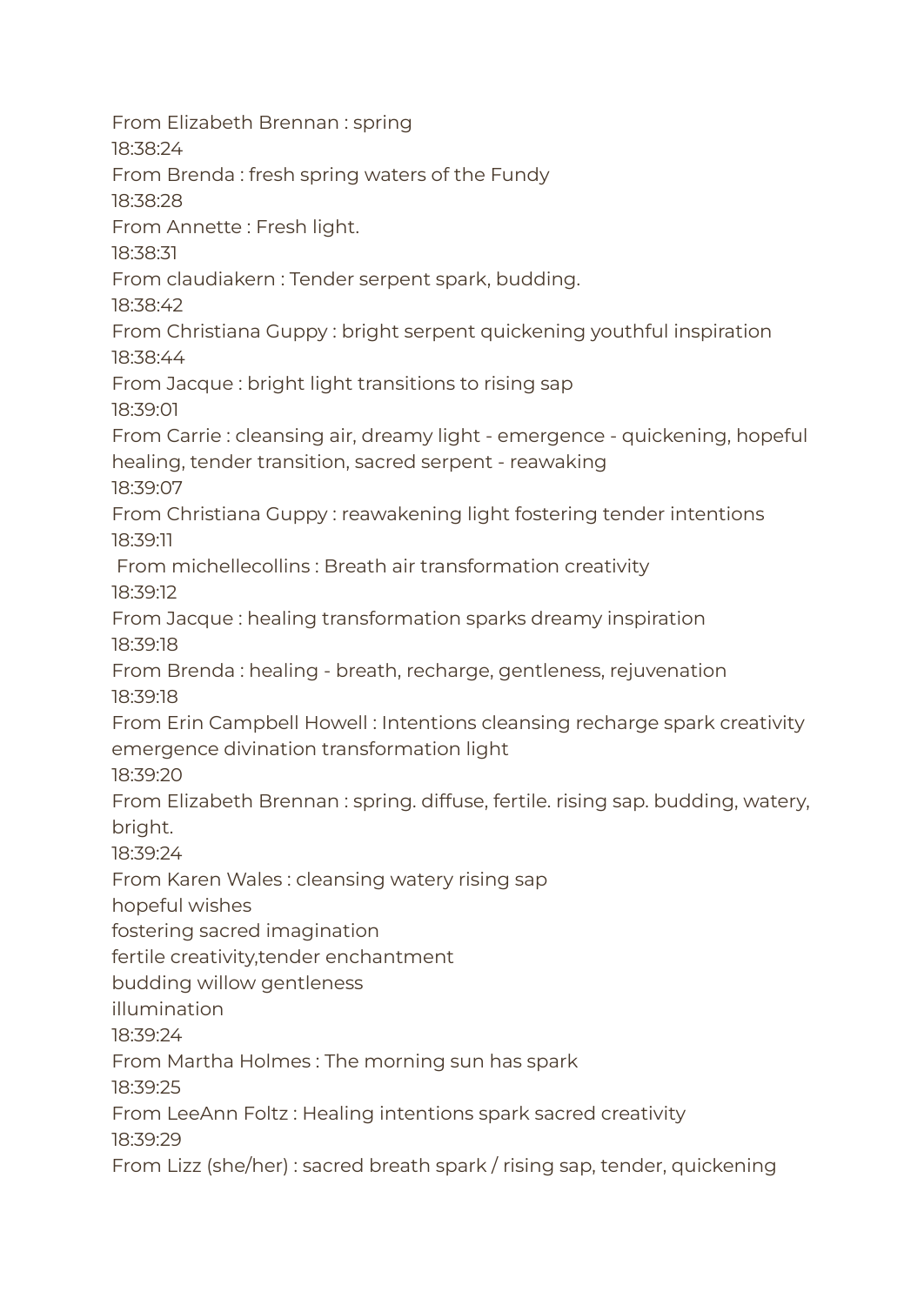From Elizabeth Brennan : spring
18:38:24
From Brenda : fresh spring waters of the Fundy
18:38:28
From Annette : Fresh light.
18:38:31
From claudiakern : Tender serpent spark, budding.
18:38:42
From Christiana Guppy : bright serpent quickening youthful inspiration
18:38:44
From Jacque : bright light transitions to rising sap
18:39:01
From Carrie : cleansing air, dreamy light - emergence - quickening, hopeful healing, tender transition, sacred serpent - reawaking
18:39:07
From Christiana Guppy : reawakening light fostering tender intentions
18:39:11
From michellecollins : Breath air transformation creativity
18:39:12
From Jacque : healing transformation sparks dreamy inspiration
18:39:18
From Brenda : healing - breath, recharge, gentleness, rejuvenation
18:39:18
From Erin Campbell Howell : Intentions cleansing recharge spark creativity emergence divination transformation light
18:39:20
From Elizabeth Brennan : spring. diffuse, fertile. rising sap. budding, watery, bright.
18:39:24
From Karen Wales : cleansing watery rising sap
hopeful wishes
fostering sacred imagination
fertile creativity,tender enchantment
budding willow gentleness
illumination
18:39:24
From Martha Holmes : The morning sun has spark
18:39:25
From LeeAnn Foltz : Healing intentions spark sacred creativity
18:39:29
From Lizz (she/her) : sacred breath spark / rising sap, tender, quickening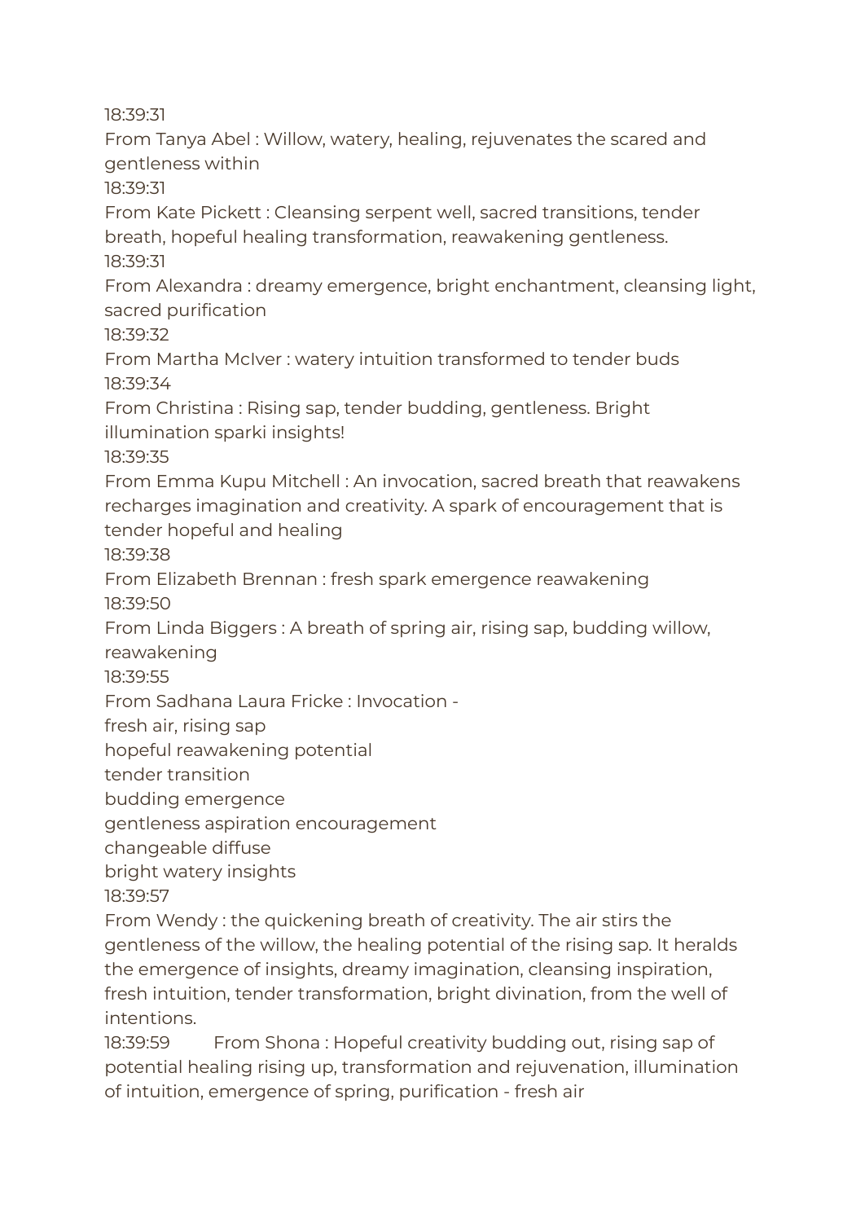18:39:31
From Tanya Abel : Willow, watery, healing, rejuvenates the scared and gentleness within
18:39:31
From Kate Pickett : Cleansing serpent well, sacred transitions, tender breath, hopeful healing transformation, reawakening gentleness.
18:39:31
From Alexandra : dreamy emergence, bright enchantment, cleansing light, sacred purification
18:39:32
From Martha McIver : watery intuition transformed to tender buds
18:39:34
From Christina : Rising sap, tender budding, gentleness. Bright illumination sparki insights!
18:39:35
From Emma Kupu Mitchell : An invocation, sacred breath that reawakens recharges imagination and creativity. A spark of encouragement that is tender hopeful and healing
18:39:38
From Elizabeth Brennan : fresh spark emergence reawakening
18:39:50
From Linda Biggers : A breath of spring air, rising sap, budding willow, reawakening
18:39:55
From Sadhana Laura Fricke : Invocation -
fresh air, rising sap
hopeful reawakening potential
tender transition
budding emergence
gentleness aspiration encouragement
changeable diffuse
bright watery insights
18:39:57
From Wendy : the quickening breath of creativity. The air stirs the gentleness of the willow, the healing potential of the rising sap. It heralds the emergence of insights, dreamy imagination, cleansing inspiration, fresh intuition, tender transformation, bright divination, from the well of intentions.
18:39:59 From Shona : Hopeful creativity budding out, rising sap of potential healing rising up, transformation and rejuvenation, illumination of intuition, emergence of spring, purification - fresh air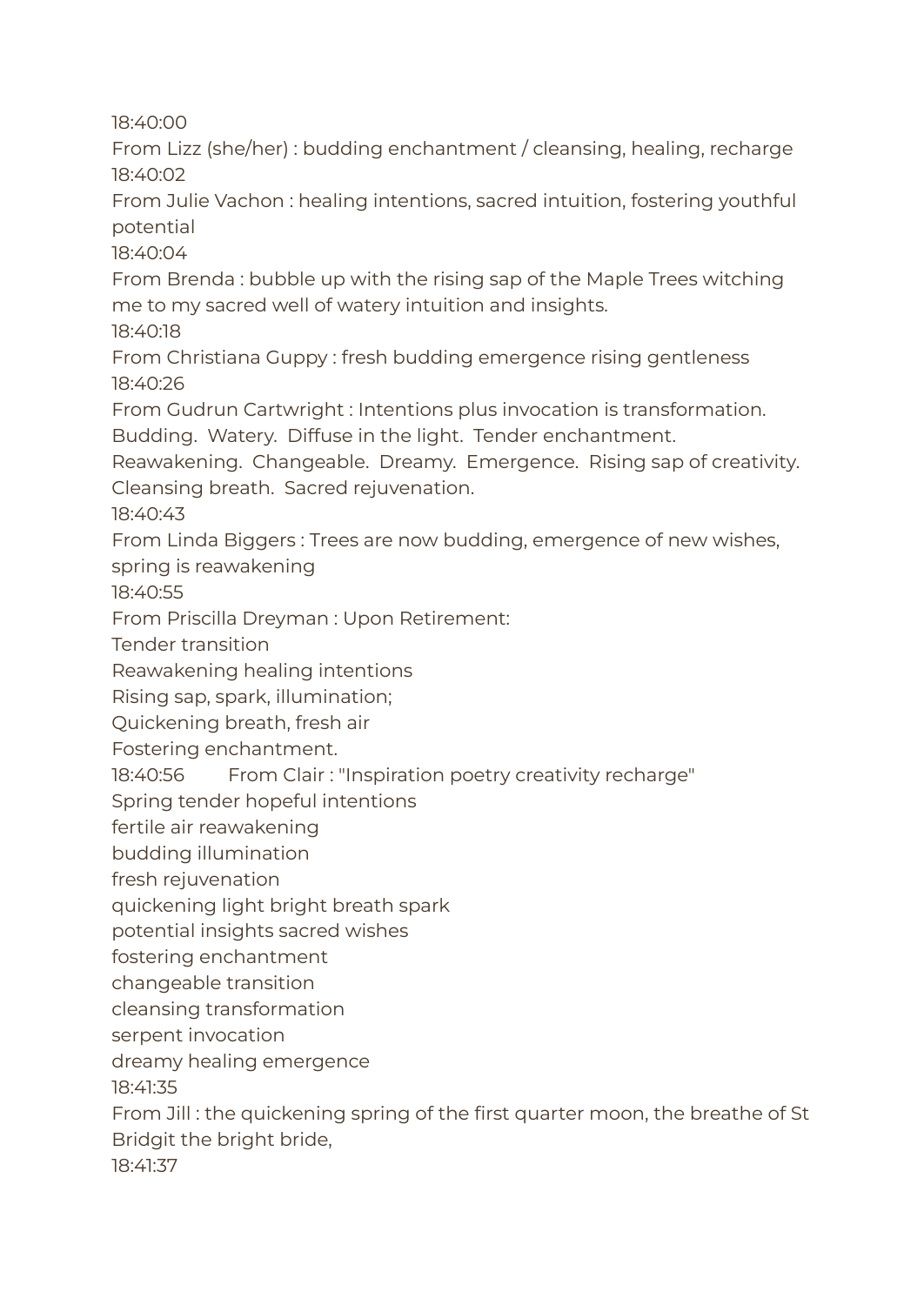18:40:00

From Lizz (she/her) : budding enchantment / cleansing, healing, recharge

18:40:02

From Julie Vachon : healing intentions, sacred intuition, fostering youthful potential

18:40:04

From Brenda : bubble up with the rising sap of the Maple Trees witching me to my sacred well of watery intuition and insights.

18:40:18

From Christiana Guppy : fresh budding emergence rising gentleness

18:40:26

From Gudrun Cartwright : Intentions plus invocation is transformation. Budding. Watery. Diffuse in the light. Tender enchantment. Reawakening. Changeable. Dreamy. Emergence. Rising sap of creativity. Cleansing breath. Sacred rejuvenation.

18:40:43

From Linda Biggers : Trees are now budding, emergence of new wishes, spring is reawakening

18:40:55

From Priscilla Dreyman : Upon Retirement:
Tender transition
Reawakening healing intentions
Rising sap, spark, illumination;
Quickening breath, fresh air
Fostering enchantment.

18:40:56 From Clair : "Inspiration poetry creativity recharge"
Spring tender hopeful intentions
fertile air reawakening
budding illumination
fresh rejuvenation
quickening light bright breath spark
potential insights sacred wishes
fostering enchantment
changeable transition
cleansing transformation
serpent invocation
dreamy healing emergence

18:41:35

From Jill : the quickening spring of the first quarter moon, the breathe of St Bridgit the bright bride,

18:41:37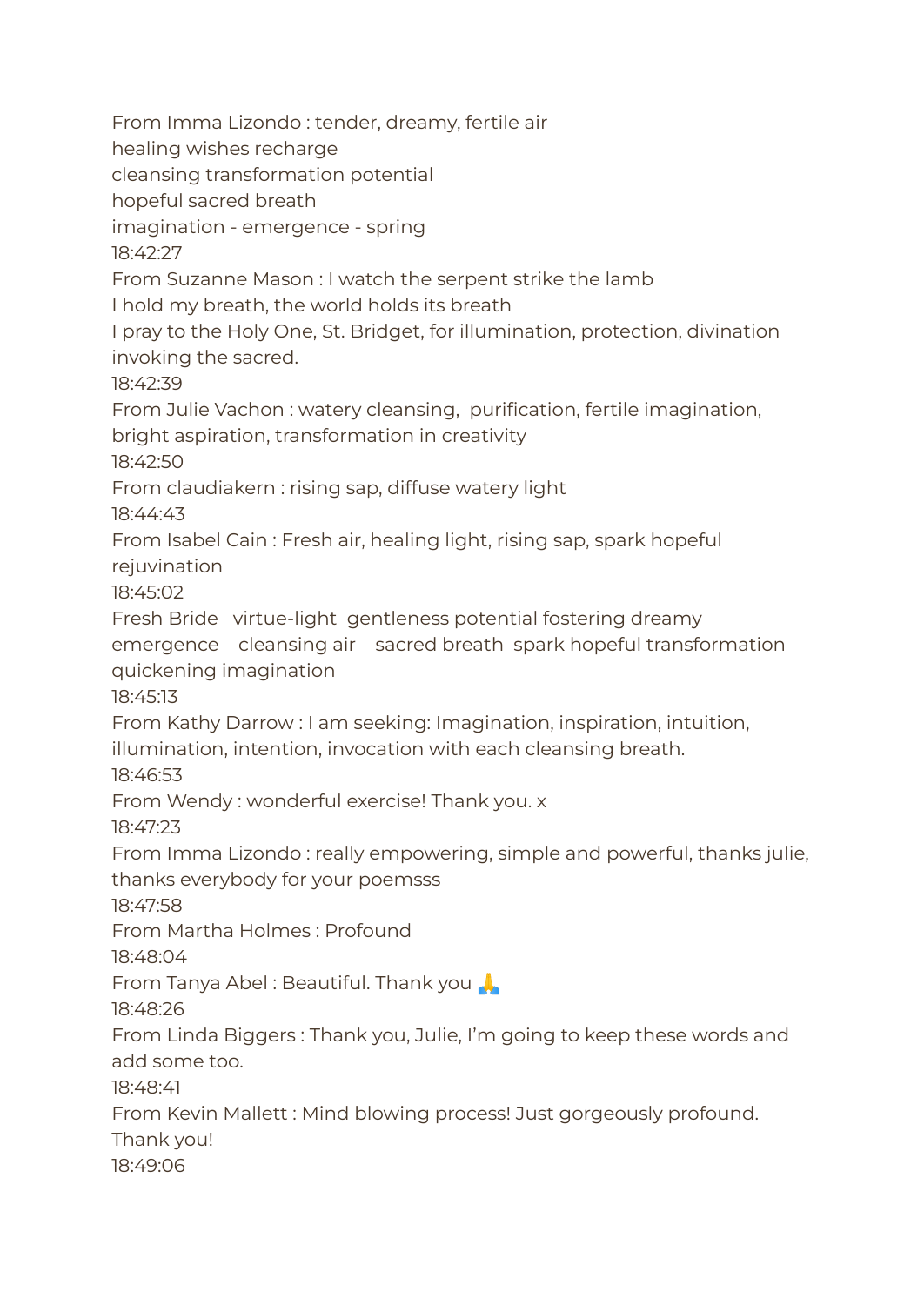From Imma Lizondo : tender, dreamy, fertile air
healing wishes recharge
cleansing transformation potential
hopeful sacred breath
imagination - emergence - spring
18:42:27
From Suzanne Mason : I watch the serpent strike the lamb
I hold my breath, the world holds its breath
I pray to the Holy One, St. Bridget, for illumination, protection, divination invoking the sacred.
18:42:39
From Julie Vachon : watery cleansing,  purification, fertile imagination, bright aspiration, transformation in creativity
18:42:50
From claudiakern : rising sap, diffuse watery light
18:44:43
From Isabel Cain : Fresh air, healing light, rising sap, spark hopeful rejuvination
18:45:02
Fresh Bride   virtue-light  gentleness potential fostering dreamy emergence    cleansing air    sacred breath  spark hopeful transformation quickening imagination
18:45:13
From Kathy Darrow : I am seeking: Imagination, inspiration, intuition, illumination, intention, invocation with each cleansing breath.
18:46:53
From Wendy : wonderful exercise! Thank you. x
18:47:23
From Imma Lizondo : really empowering, simple and powerful, thanks julie, thanks everybody for your poemsss
18:47:58
From Martha Holmes : Profound
18:48:04
From Tanya Abel : Beautiful. Thank you 🙏
18:48:26
From Linda Biggers : Thank you, Julie, I'm going to keep these words and add some too.
18:48:41
From Kevin Mallett : Mind blowing process! Just gorgeously profound. Thank you!
18:49:06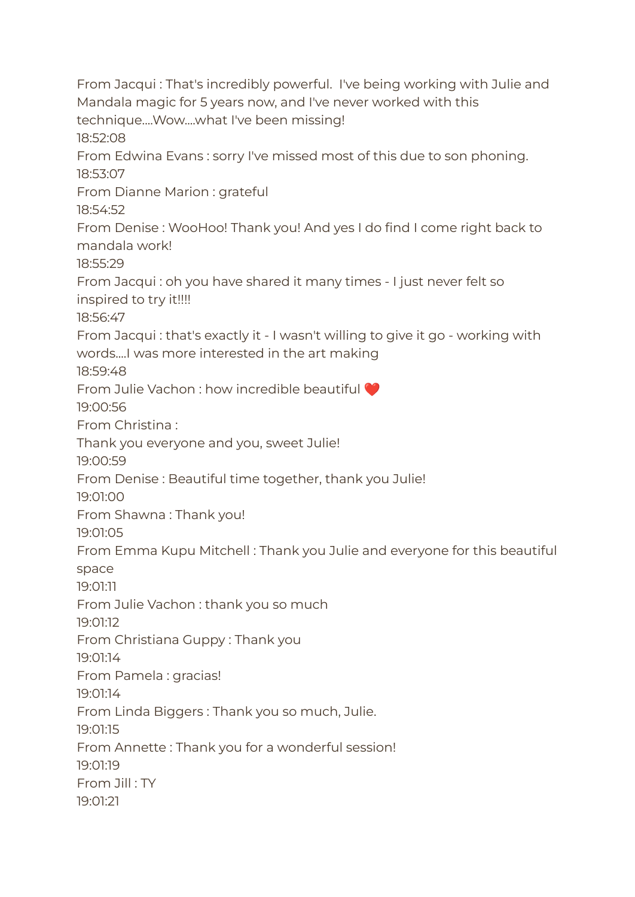From Jacqui : That's incredibly powerful.  I've being working with Julie and Mandala magic for 5 years now, and I've never worked with this technique....Wow....what I've been missing!
18:52:08
From Edwina Evans : sorry I've missed most of this due to son phoning.
18:53:07
From Dianne Marion : grateful
18:54:52
From Denise : WooHoo! Thank you! And yes I do find I come right back to mandala work!
18:55:29
From Jacqui : oh you have shared it many times - I just never felt so inspired to try it!!!!
18:56:47
From Jacqui : that's exactly it - I wasn't willing to give it go - working with words....I was more interested in the art making
18:59:48
From Julie Vachon : how incredible beautiful ❤️
19:00:56
From Christina :
Thank you everyone and you, sweet Julie!
19:00:59
From Denise : Beautiful time together, thank you Julie!
19:01:00
From Shawna : Thank you!
19:01:05
From Emma Kupu Mitchell : Thank you Julie and everyone for this beautiful space
19:01:11
From Julie Vachon : thank you so much
19:01:12
From Christiana Guppy : Thank you
19:01:14
From Pamela : gracias!
19:01:14
From Linda Biggers : Thank you so much, Julie.
19:01:15
From Annette : Thank you for a wonderful session!
19:01:19
From Jill : TY
19:01:21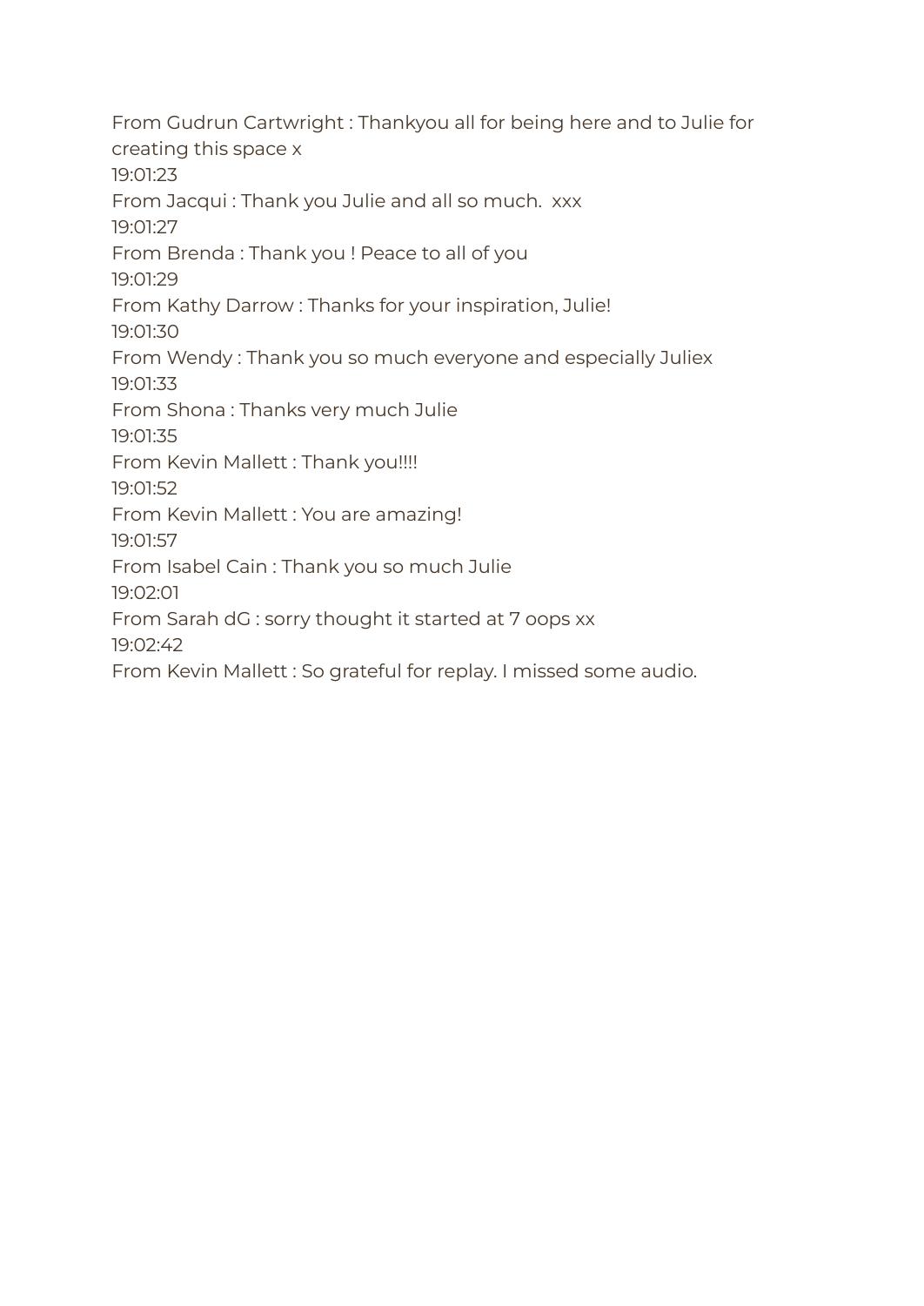From Gudrun Cartwright : Thankyou all for being here and to Julie for creating this space x

19:01:23

From Jacqui : Thank you Julie and all so much.  xxx

19:01:27

From Brenda : Thank you ! Peace to all of you

19:01:29

From Kathy Darrow : Thanks for your inspiration, Julie!

19:01:30

From Wendy : Thank you so much everyone and especially Juliex

19:01:33

From Shona : Thanks very much Julie

19:01:35

From Kevin Mallett : Thank you!!!!

19:01:52

From Kevin Mallett : You are amazing!

19:01:57

From Isabel Cain : Thank you so much Julie

19:02:01

From Sarah dG : sorry thought it started at 7 oops xx

19:02:42

From Kevin Mallett : So grateful for replay. I missed some audio.